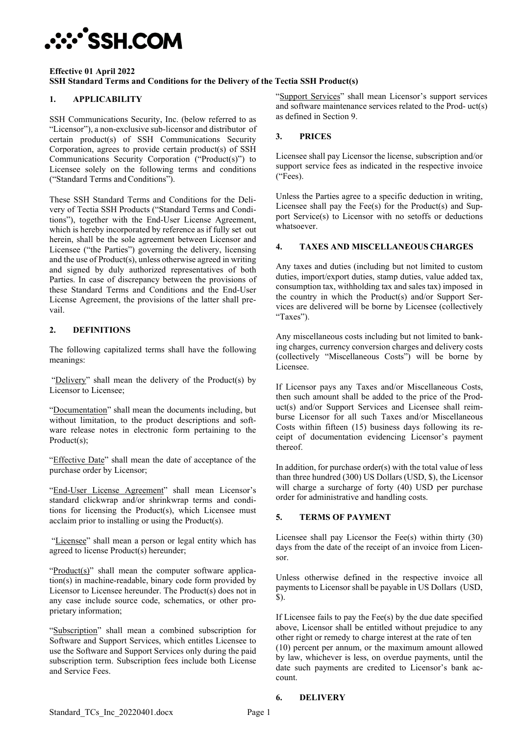**Effective 01 April 2022**
**SSH Standard Terms and Conditions for the Delivery of the Tectia SSH Product(s)**

## 1. APPLICABILITY

SSH Communications Security, Inc. (below referred to as "Licensor"), a non-exclusive sub-licensor and distributor of certain product(s) of SSH Communications Security Corporation, agrees to provide certain product(s) of SSH Communications Security Corporation ("Product(s)") to Licensee solely on the following terms and conditions ("Standard Terms and Conditions").

These SSH Standard Terms and Conditions for the Delivery of Tectia SSH Products ("Standard Terms and Conditions"), together with the End-User License Agreement, which is hereby incorporated by reference as if fully set out herein, shall be the sole agreement between Licensor and Licensee ("the Parties") governing the delivery, licensing and the use of Product(s), unless otherwise agreed in writing and signed by duly authorized representatives of both Parties. In case of discrepancy between the provisions of these Standard Terms and Conditions and the End-User License Agreement, the provisions of the latter shall prevail.

## 2. DEFINITIONS

The following capitalized terms shall have the following meanings:

"Delivery" shall mean the delivery of the Product(s) by Licensor to Licensee;

"Documentation" shall mean the documents including, but without limitation, to the product descriptions and software release notes in electronic form pertaining to the Product(s);

"Effective Date" shall mean the date of acceptance of the purchase order by Licensor;

"End-User License Agreement" shall mean Licensor's standard clickwrap and/or shrinkwrap terms and conditions for licensing the Product(s), which Licensee must acclaim prior to installing or using the Product(s).

"Licensee" shall mean a person or legal entity which has agreed to license Product(s) hereunder;

"Product(s)" shall mean the computer software application(s) in machine-readable, binary code form provided by Licensor to Licensee hereunder. The Product(s) does not in any case include source code, schematics, or other proprietary information;

"Subscription" shall mean a combined subscription for Software and Support Services, which entitles Licensee to use the Software and Support Services only during the paid subscription term. Subscription fees include both License and Service Fees.

"Support Services" shall mean Licensor's support services and software maintenance services related to the Product(s) as defined in Section 9.

## 3. PRICES

Licensee shall pay Licensor the license, subscription and/or support service fees as indicated in the respective invoice ("Fees).

Unless the Parties agree to a specific deduction in writing, Licensee shall pay the Fee(s) for the Product(s) and Support Service(s) to Licensor with no setoffs or deductions whatsoever.

## 4. TAXES AND MISCELLANEOUS CHARGES

Any taxes and duties (including but not limited to custom duties, import/export duties, stamp duties, value added tax, consumption tax, withholding tax and sales tax) imposed in the country in which the Product(s) and/or Support Services are delivered will be borne by Licensee (collectively "Taxes").

Any miscellaneous costs including but not limited to banking charges, currency conversion charges and delivery costs (collectively "Miscellaneous Costs") will be borne by Licensee.

If Licensor pays any Taxes and/or Miscellaneous Costs, then such amount shall be added to the price of the Product(s) and/or Support Services and Licensee shall reimburse Licensor for all such Taxes and/or Miscellaneous Costs within fifteen (15) business days following its receipt of documentation evidencing Licensor's payment thereof.

In addition, for purchase order(s) with the total value of less than three hundred (300) US Dollars (USD, $), the Licensor will charge a surcharge of forty (40) USD per purchase order for administrative and handling costs.

## 5. TERMS OF PAYMENT

Licensee shall pay Licensor the Fee(s) within thirty (30) days from the date of the receipt of an invoice from Licensor.

Unless otherwise defined in the respective invoice all payments to Licensor shall be payable in US Dollars (USD, $).

If Licensee fails to pay the Fee(s) by the due date specified above, Licensor shall be entitled without prejudice to any other right or remedy to charge interest at the rate of ten (10) percent per annum, or the maximum amount allowed by law, whichever is less, on overdue payments, until the date such payments are credited to Licensor's bank account.

## 6. DELIVERY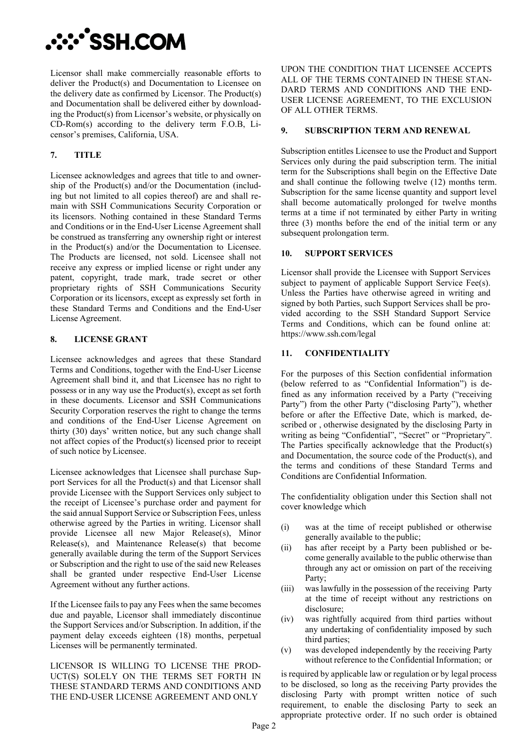Licensor shall make commercially reasonable efforts to deliver the Product(s) and Documentation to Licensee on the delivery date as confirmed by Licensor. The Product(s) and Documentation shall be delivered either by downloading the Product(s) from Licensor's website, or physically on CD-Rom(s) according to the delivery term F.O.B, Licensor's premises, California, USA.

## 7. TITLE

Licensee acknowledges and agrees that title to and ownership of the Product(s) and/or the Documentation (including but not limited to all copies thereof) are and shall remain with SSH Communications Security Corporation or its licensors. Nothing contained in these Standard Terms and Conditions or in the End-User License Agreement shall be construed as transferring any ownership right or interest in the Product(s) and/or the Documentation to Licensee. The Products are licensed, not sold. Licensee shall not receive any express or implied license or right under any patent, copyright, trade mark, trade secret or other proprietary rights of SSH Communications Security Corporation or its licensors, except as expressly set forth in these Standard Terms and Conditions and the End-User License Agreement.

## 8. LICENSE GRANT

Licensee acknowledges and agrees that these Standard Terms and Conditions, together with the End-User License Agreement shall bind it, and that Licensee has no right to possess or in any way use the Product(s), except as set forth in these documents. Licensor and SSH Communications Security Corporation reserves the right to change the terms and conditions of the End-User License Agreement on thirty (30) days' written notice, but any such change shall not affect copies of the Product(s) licensed prior to receipt of such notice by Licensee.

Licensee acknowledges that Licensee shall purchase Support Services for all the Product(s) and that Licensor shall provide Licensee with the Support Services only subject to the receipt of Licensee's purchase order and payment for the said annual Support Service or Subscription Fees, unless otherwise agreed by the Parties in writing. Licensor shall provide Licensee all new Major Release(s), Minor Release(s), and Maintenance Release(s) that become generally available during the term of the Support Services or Subscription and the right to use of the said new Releases shall be granted under respective End-User License Agreement without any further actions.

If the Licensee fails to pay any Fees when the same becomes due and payable, Licensor shall immediately discontinue the Support Services and/or Subscription. In addition, if the payment delay exceeds eighteen (18) months, perpetual Licenses will be permanently terminated.

LICENSOR IS WILLING TO LICENSE THE PRODUCT(S) SOLELY ON THE TERMS SET FORTH IN THESE STANDARD TERMS AND CONDITIONS AND THE END-USER LICENSE AGREEMENT AND ONLY UPON THE CONDITION THAT LICENSEE ACCEPTS ALL OF THE TERMS CONTAINED IN THESE STANDARD TERMS AND CONDITIONS AND THE END-USER LICENSE AGREEMENT, TO THE EXCLUSION OF ALL OTHER TERMS.

## 9. SUBSCRIPTION TERM AND RENEWAL

Subscription entitles Licensee to use the Product and Support Services only during the paid subscription term. The initial term for the Subscriptions shall begin on the Effective Date and shall continue the following twelve (12) months term. Subscription for the same license quantity and support level shall become automatically prolonged for twelve months terms at a time if not terminated by either Party in writing three (3) months before the end of the initial term or any subsequent prolongation term.

## 10. SUPPORT SERVICES

Licensor shall provide the Licensee with Support Services subject to payment of applicable Support Service Fee(s). Unless the Parties have otherwise agreed in writing and signed by both Parties, such Support Services shall be provided according to the SSH Standard Support Service Terms and Conditions, which can be found online at: https://www.ssh.com/legal

## 11. CONFIDENTIALITY

For the purposes of this Section confidential information (below referred to as "Confidential Information") is defined as any information received by a Party ("receiving Party") from the other Party ("disclosing Party"), whether before or after the Effective Date, which is marked, described or , otherwise designated by the disclosing Party in writing as being "Confidential", "Secret" or "Proprietary". The Parties specifically acknowledge that the Product(s) and Documentation, the source code of the Product(s), and the terms and conditions of these Standard Terms and Conditions are Confidential Information.

The confidentiality obligation under this Section shall not cover knowledge which

(i) was at the time of receipt published or otherwise generally available to the public;

(ii) has after receipt by a Party been published or become generally available to the public otherwise than through any act or omission on part of the receiving Party;

(iii) was lawfully in the possession of the receiving Party at the time of receipt without any restrictions on disclosure;

(iv) was rightfully acquired from third parties without any undertaking of confidentiality imposed by such third parties;

(v) was developed independently by the receiving Party without reference to the Confidential Information; or

is required by applicable law or regulation or by legal process to be disclosed, so long as the receiving Party provides the disclosing Party with prompt written notice of such requirement, to enable the disclosing Party to seek an appropriate protective order. If no such order is obtained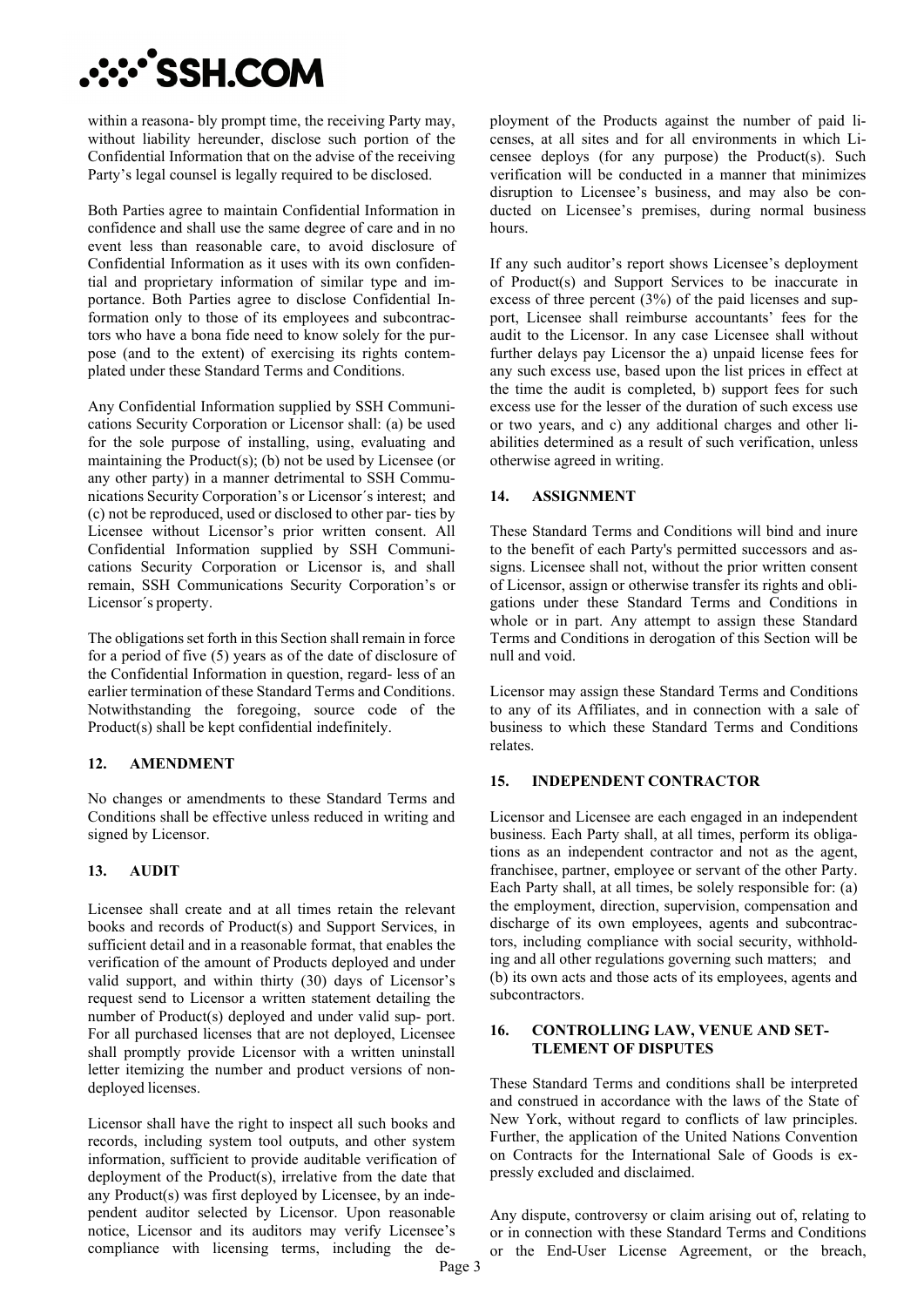within a reasonably prompt time, the receiving Party may, without liability hereunder, disclose such portion of the Confidential Information that on the advise of the receiving Party's legal counsel is legally required to be disclosed.

Both Parties agree to maintain Confidential Information in confidence and shall use the same degree of care and in no event less than reasonable care, to avoid disclosure of Confidential Information as it uses with its own confidential and proprietary information of similar type and importance. Both Parties agree to disclose Confidential Information only to those of its employees and subcontractors who have a bona fide need to know solely for the purpose (and to the extent) of exercising its rights contemplated under these Standard Terms and Conditions.

Any Confidential Information supplied by SSH Communications Security Corporation or Licensor shall: (a) be used for the sole purpose of installing, using, evaluating and maintaining the Product(s); (b) not be used by Licensee (or any other party) in a manner detrimental to SSH Communications Security Corporation's or Licensor´s interest; and (c) not be reproduced, used or disclosed to other parties by Licensee without Licensor's prior written consent. All Confidential Information supplied by SSH Communications Security Corporation or Licensor is, and shall remain, SSH Communications Security Corporation's or Licensor´s property.

The obligations set forth in this Section shall remain in force for a period of five (5) years as of the date of disclosure of the Confidential Information in question, regardless of an earlier termination of these Standard Terms and Conditions. Notwithstanding the foregoing, source code of the Product(s) shall be kept confidential indefinitely.

## 12. AMENDMENT

No changes or amendments to these Standard Terms and Conditions shall be effective unless reduced in writing and signed by Licensor.

## 13. AUDIT

Licensee shall create and at all times retain the relevant books and records of Product(s) and Support Services, in sufficient detail and in a reasonable format, that enables the verification of the amount of Products deployed and under valid support, and within thirty (30) days of Licensor's request send to Licensor a written statement detailing the number of Product(s) deployed and under valid support. For all purchased licenses that are not deployed, Licensee shall promptly provide Licensor with a written uninstall letter itemizing the number and product versions of non-deployed licenses.

Licensor shall have the right to inspect all such books and records, including system tool outputs, and other system information, sufficient to provide auditable verification of deployment of the Product(s), irrelative from the date that any Product(s) was first deployed by Licensee, by an independent auditor selected by Licensor. Upon reasonable notice, Licensor and its auditors may verify Licensee's compliance with licensing terms, including the deployment of the Products against the number of paid licenses, at all sites and for all environments in which Licensee deploys (for any purpose) the Product(s). Such verification will be conducted in a manner that minimizes disruption to Licensee's business, and may also be conducted on Licensee's premises, during normal business hours.

If any such auditor's report shows Licensee's deployment of Product(s) and Support Services to be inaccurate in excess of three percent (3%) of the paid licenses and support, Licensee shall reimburse accountants' fees for the audit to the Licensor. In any case Licensee shall without further delays pay Licensor the a) unpaid license fees for any such excess use, based upon the list prices in effect at the time the audit is completed, b) support fees for such excess use for the lesser of the duration of such excess use or two years, and c) any additional charges and other liabilities determined as a result of such verification, unless otherwise agreed in writing.

## 14. ASSIGNMENT

These Standard Terms and Conditions will bind and inure to the benefit of each Party's permitted successors and assigns. Licensee shall not, without the prior written consent of Licensor, assign or otherwise transfer its rights and obligations under these Standard Terms and Conditions in whole or in part. Any attempt to assign these Standard Terms and Conditions in derogation of this Section will be null and void.

Licensor may assign these Standard Terms and Conditions to any of its Affiliates, and in connection with a sale of business to which these Standard Terms and Conditions relates.

## 15. INDEPENDENT CONTRACTOR

Licensor and Licensee are each engaged in an independent business. Each Party shall, at all times, perform its obligations as an independent contractor and not as the agent, franchisee, partner, employee or servant of the other Party. Each Party shall, at all times, be solely responsible for: (a) the employment, direction, supervision, compensation and discharge of its own employees, agents and subcontractors, including compliance with social security, withholding and all other regulations governing such matters; and (b) its own acts and those acts of its employees, agents and subcontractors.

## 16. CONTROLLING LAW, VENUE AND SETTLEMENT OF DISPUTES

These Standard Terms and conditions shall be interpreted and construed in accordance with the laws of the State of New York, without regard to conflicts of law principles. Further, the application of the United Nations Convention on Contracts for the International Sale of Goods is expressly excluded and disclaimed.

Any dispute, controversy or claim arising out of, relating to or in connection with these Standard Terms and Conditions or the End-User License Agreement, or the breach,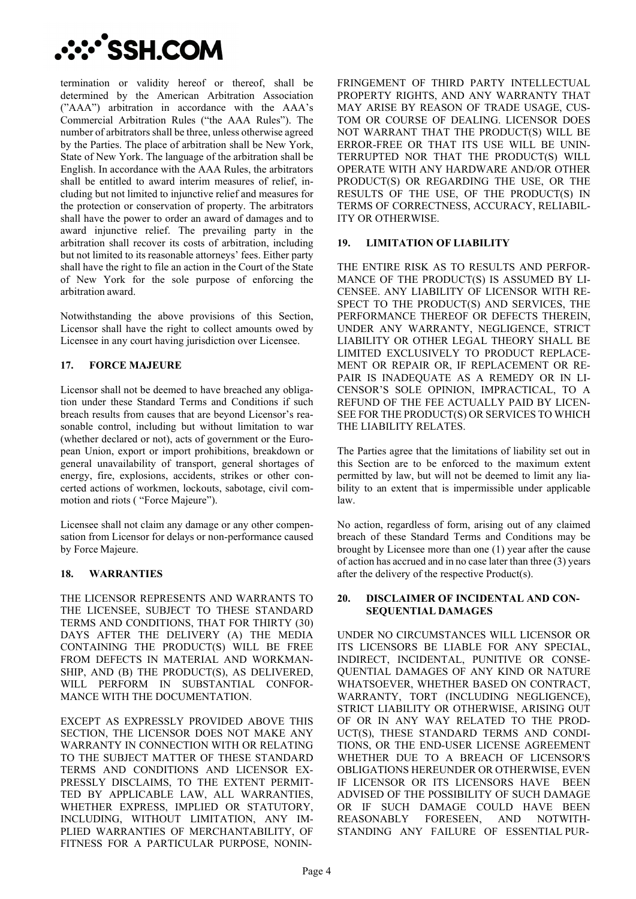termination or validity hereof or thereof, shall be determined by the American Arbitration Association ("AAA") arbitration in accordance with the AAA's Commercial Arbitration Rules ("the AAA Rules"). The number of arbitrators shall be three, unless otherwise agreed by the Parties. The place of arbitration shall be New York, State of New York. The language of the arbitration shall be English. In accordance with the AAA Rules, the arbitrators shall be entitled to award interim measures of relief, including but not limited to injunctive relief and measures for the protection or conservation of property. The arbitrators shall have the power to order an award of damages and to award injunctive relief. The prevailing party in the arbitration shall recover its costs of arbitration, including but not limited to its reasonable attorneys' fees. Either party shall have the right to file an action in the Court of the State of New York for the sole purpose of enforcing the arbitration award.

Notwithstanding the above provisions of this Section, Licensor shall have the right to collect amounts owed by Licensee in any court having jurisdiction over Licensee.

## 17. FORCE MAJEURE

Licensor shall not be deemed to have breached any obligation under these Standard Terms and Conditions if such breach results from causes that are beyond Licensor's reasonable control, including but without limitation to war (whether declared or not), acts of government or the European Union, export or import prohibitions, breakdown or general unavailability of transport, general shortages of energy, fire, explosions, accidents, strikes or other concerted actions of workmen, lockouts, sabotage, civil commotion and riots ( "Force Majeure").

Licensee shall not claim any damage or any other compensation from Licensor for delays or non-performance caused by Force Majeure.

## 18. WARRANTIES

THE LICENSOR REPRESENTS AND WARRANTS TO THE LICENSEE, SUBJECT TO THESE STANDARD TERMS AND CONDITIONS, THAT FOR THIRTY (30) DAYS AFTER THE DELIVERY (A) THE MEDIA CONTAINING THE PRODUCT(S) WILL BE FREE FROM DEFECTS IN MATERIAL AND WORKMANSHIP, AND (B) THE PRODUCT(S), AS DELIVERED, WILL PERFORM IN SUBSTANTIAL CONFORMANCE WITH THE DOCUMENTATION.

EXCEPT AS EXPRESSLY PROVIDED ABOVE THIS SECTION, THE LICENSOR DOES NOT MAKE ANY WARRANTY IN CONNECTION WITH OR RELATING TO THE SUBJECT MATTER OF THESE STANDARD TERMS AND CONDITIONS AND LICENSOR EXPRESSLY DISCLAIMS, TO THE EXTENT PERMITTED BY APPLICABLE LAW, ALL WARRANTIES, WHETHER EXPRESS, IMPLIED OR STATUTORY, INCLUDING, WITHOUT LIMITATION, ANY IMPLIED WARRANTIES OF MERCHANTABILITY, OF FITNESS FOR A PARTICULAR PURPOSE, NONINFRINGEMENT OF THIRD PARTY INTELLECTUAL PROPERTY RIGHTS, AND ANY WARRANTY THAT MAY ARISE BY REASON OF TRADE USAGE, CUSTOM OR COURSE OF DEALING. LICENSOR DOES NOT WARRANT THAT THE PRODUCT(S) WILL BE ERROR-FREE OR THAT ITS USE WILL BE UNINTERRUPTED NOR THAT THE PRODUCT(S) WILL OPERATE WITH ANY HARDWARE AND/OR OTHER PRODUCT(S) OR REGARDING THE USE, OR THE RESULTS OF THE USE, OF THE PRODUCT(S) IN TERMS OF CORRECTNESS, ACCURACY, RELIABILITY OR OTHERWISE.

## 19. LIMITATION OF LIABILITY

THE ENTIRE RISK AS TO RESULTS AND PERFORMANCE OF THE PRODUCT(S) IS ASSUMED BY LICENSEE. ANY LIABILITY OF LICENSOR WITH RESPECT TO THE PRODUCT(S) AND SERVICES, THE PERFORMANCE THEREOF OR DEFECTS THEREIN, UNDER ANY WARRANTY, NEGLIGENCE, STRICT LIABILITY OR OTHER LEGAL THEORY SHALL BE LIMITED EXCLUSIVELY TO PRODUCT REPLACEMENT OR REPAIR OR, IF REPLACEMENT OR REPAIR IS INADEQUATE AS A REMEDY OR IN LICENSOR'S SOLE OPINION, IMPRACTICAL, TO A REFUND OF THE FEE ACTUALLY PAID BY LICENSEE FOR THE PRODUCT(S) OR SERVICES TO WHICH THE LIABILITY RELATES.

The Parties agree that the limitations of liability set out in this Section are to be enforced to the maximum extent permitted by law, but will not be deemed to limit any liability to an extent that is impermissible under applicable law.

No action, regardless of form, arising out of any claimed breach of these Standard Terms and Conditions may be brought by Licensee more than one (1) year after the cause of action has accrued and in no case later than three (3) years after the delivery of the respective Product(s).

## 20. DISCLAIMER OF INCIDENTAL AND CONSEQUENTIAL DAMAGES

UNDER NO CIRCUMSTANCES WILL LICENSOR OR ITS LICENSORS BE LIABLE FOR ANY SPECIAL, INDIRECT, INCIDENTAL, PUNITIVE OR CONSEQUENTIAL DAMAGES OF ANY KIND OR NATURE WHATSOEVER, WHETHER BASED ON CONTRACT, WARRANTY, TORT (INCLUDING NEGLIGENCE), STRICT LIABILITY OR OTHERWISE, ARISING OUT OF OR IN ANY WAY RELATED TO THE PRODUCT(S), THESE STANDARD TERMS AND CONDITIONS, OR THE END-USER LICENSE AGREEMENT WHETHER DUE TO A BREACH OF LICENSOR'S OBLIGATIONS HEREUNDER OR OTHERWISE, EVEN IF LICENSOR OR ITS LICENSORS HAVE BEEN ADVISED OF THE POSSIBILITY OF SUCH DAMAGE OR IF SUCH DAMAGE COULD HAVE BEEN REASONABLY FORESEEN, AND NOTWITHSTANDING ANY FAILURE OF ESSENTIAL PUR-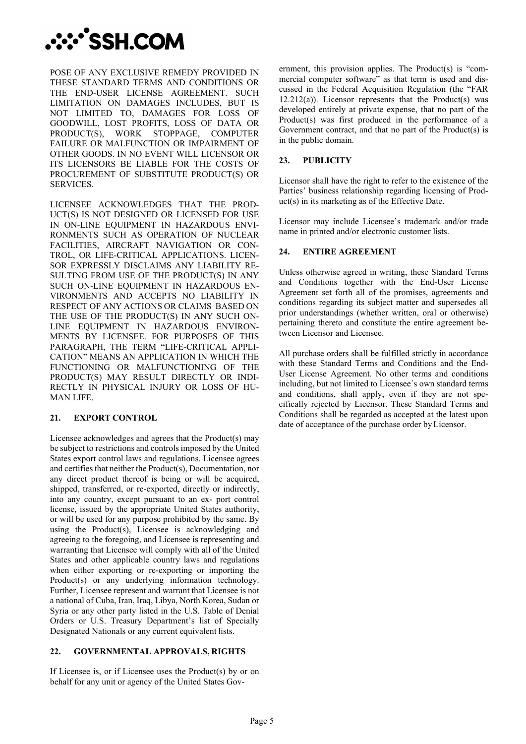POSE OF ANY EXCLUSIVE REMEDY PROVIDED IN THESE STANDARD TERMS AND CONDITIONS OR THE END-USER LICENSE AGREEMENT. SUCH LIMITATION ON DAMAGES INCLUDES, BUT IS NOT LIMITED TO, DAMAGES FOR LOSS OF GOODWILL, LOST PROFITS, LOSS OF DATA OR PRODUCT(S), WORK STOPPAGE, COMPUTER FAILURE OR MALFUNCTION OR IMPAIRMENT OF OTHER GOODS. IN NO EVENT WILL LICENSOR OR ITS LICENSORS BE LIABLE FOR THE COSTS OF PROCUREMENT OF SUBSTITUTE PRODUCT(S) OR SERVICES.

LICENSEE ACKNOWLEDGES THAT THE PRODUCT(S) IS NOT DESIGNED OR LICENSED FOR USE IN ON-LINE EQUIPMENT IN HAZARDOUS ENVIRONMENTS SUCH AS OPERATION OF NUCLEAR FACILITIES, AIRCRAFT NAVIGATION OR CONTROL, OR LIFE-CRITICAL APPLICATIONS. LICENSOR EXPRESSLY DISCLAIMS ANY LIABILITY RESULTING FROM USE OF THE PRODUCT(S) IN ANY SUCH ON-LINE EQUIPMENT IN HAZARDOUS ENVIRONMENTS AND ACCEPTS NO LIABILITY IN RESPECT OF ANY ACTIONS OR CLAIMS BASED ON THE USE OF THE PRODUCT(S) IN ANY SUCH ON-LINE EQUIPMENT IN HAZARDOUS ENVIRONMENTS BY LICENSEE. FOR PURPOSES OF THIS PARAGRAPH, THE TERM "LIFE-CRITICAL APPLICATION" MEANS AN APPLICATION IN WHICH THE FUNCTIONING OR MALFUNCTIONING OF THE PRODUCT(S) MAY RESULT DIRECTLY OR INDIRECTLY IN PHYSICAL INJURY OR LOSS OF HUMAN LIFE.

## 21. EXPORT CONTROL

Licensee acknowledges and agrees that the Product(s) may be subject to restrictions and controls imposed by the United States export control laws and regulations. Licensee agrees and certifies that neither the Product(s), Documentation, nor any direct product thereof is being or will be acquired, shipped, transferred, or re-exported, directly or indirectly, into any country, except pursuant to an ex- port control license, issued by the appropriate United States authority, or will be used for any purpose prohibited by the same. By using the Product(s), Licensee is acknowledging and agreeing to the foregoing, and Licensee is representing and warranting that Licensee will comply with all of the United States and other applicable country laws and regulations when either exporting or re-exporting or importing the Product(s) or any underlying information technology. Further, Licensee represent and warrant that Licensee is not a national of Cuba, Iran, Iraq, Libya, North Korea, Sudan or Syria or any other party listed in the U.S. Table of Denial Orders or U.S. Treasury Department's list of Specially Designated Nationals or any current equivalent lists.

## 22. GOVERNMENTAL APPROVALS, RIGHTS

If Licensee is, or if Licensee uses the Product(s) by or on behalf for any unit or agency of the United States Government, this provision applies. The Product(s) is "commercial computer software" as that term is used and discussed in the Federal Acquisition Regulation (the "FAR 12.212(a)). Licensor represents that the Product(s) was developed entirely at private expense, that no part of the Product(s) was first produced in the performance of a Government contract, and that no part of the Product(s) is in the public domain.

## 23. PUBLICITY

Licensor shall have the right to refer to the existence of the Parties' business relationship regarding licensing of Product(s) in its marketing as of the Effective Date.

Licensor may include Licensee's trademark and/or trade name in printed and/or electronic customer lists.

## 24. ENTIRE AGREEMENT

Unless otherwise agreed in writing, these Standard Terms and Conditions together with the End-User License Agreement set forth all of the promises, agreements and conditions regarding its subject matter and supersedes all prior understandings (whether written, oral or otherwise) pertaining thereto and constitute the entire agreement between Licensor and Licensee.

All purchase orders shall be fulfilled strictly in accordance with these Standard Terms and Conditions and the End-User License Agreement. No other terms and conditions including, but not limited to Licensee´s own standard terms and conditions, shall apply, even if they are not specifically rejected by Licensor. These Standard Terms and Conditions shall be regarded as accepted at the latest upon date of acceptance of the purchase order by Licensor.